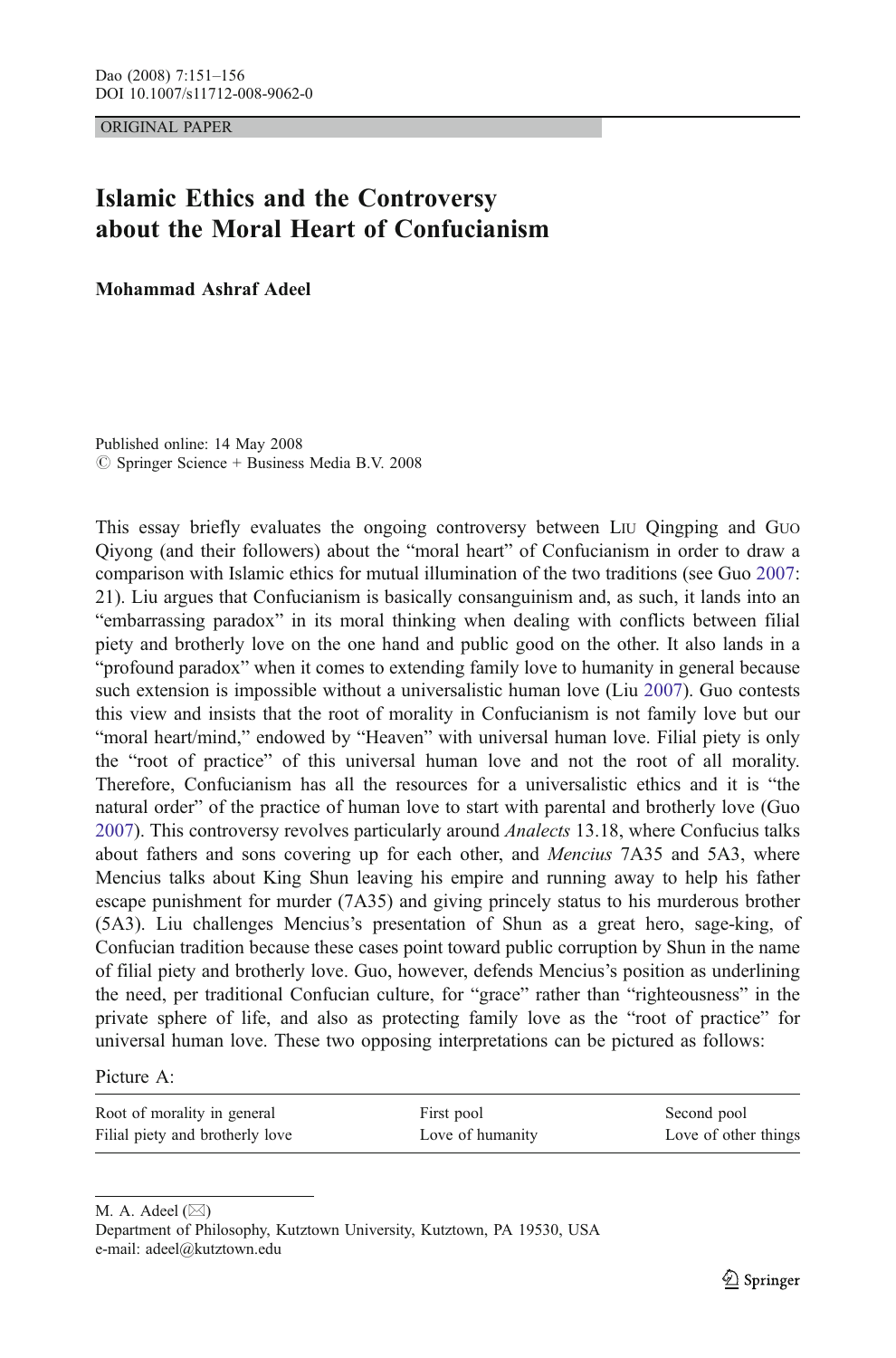ORIGINAL PAPER

# Islamic Ethics and the Controversy about the Moral Heart of Confucianism

**Mohammad Ashraf Adeel**

Published online: 14 May 2008
© Springer Science + Business Media B.V. 2008

This essay briefly evaluates the ongoing controversy between LIU Qingping and GUO Qiyong (and their followers) about the "moral heart" of Confucianism in order to draw a comparison with Islamic ethics for mutual illumination of the two traditions (see Guo 2007: 21). Liu argues that Confucianism is basically consanguinism and, as such, it lands into an "embarrassing paradox" in its moral thinking when dealing with conflicts between filial piety and brotherly love on the one hand and public good on the other. It also lands in a "profound paradox" when it comes to extending family love to humanity in general because such extension is impossible without a universalistic human love (Liu 2007). Guo contests this view and insists that the root of morality in Confucianism is not family love but our "moral heart/mind," endowed by "Heaven" with universal human love. Filial piety is only the "root of practice" of this universal human love and not the root of all morality. Therefore, Confucianism has all the resources for a universalistic ethics and it is "the natural order" of the practice of human love to start with parental and brotherly love (Guo 2007). This controversy revolves particularly around *Analects* 13.18, where Confucius talks about fathers and sons covering up for each other, and *Mencius* 7A35 and 5A3, where Mencius talks about King Shun leaving his empire and running away to help his father escape punishment for murder (7A35) and giving princely status to his murderous brother (5A3). Liu challenges Mencius's presentation of Shun as a great hero, sage-king, of Confucian tradition because these cases point toward public corruption by Shun in the name of filial piety and brotherly love. Guo, however, defends Mencius's position as underlining the need, per traditional Confucian culture, for "grace" rather than "righteousness" in the private sphere of life, and also as protecting family love as the "root of practice" for universal human love. These two opposing interpretations can be pictured as follows:

Picture A:

| Root of morality in general | First pool | Second pool |
|---|---|---|
| Filial piety and brotherly love | Love of humanity | Love of other things |

M. A. Adeel (✉)
Department of Philosophy, Kutztown University, Kutztown, PA 19530, USA
e-mail: adeel@kutztown.edu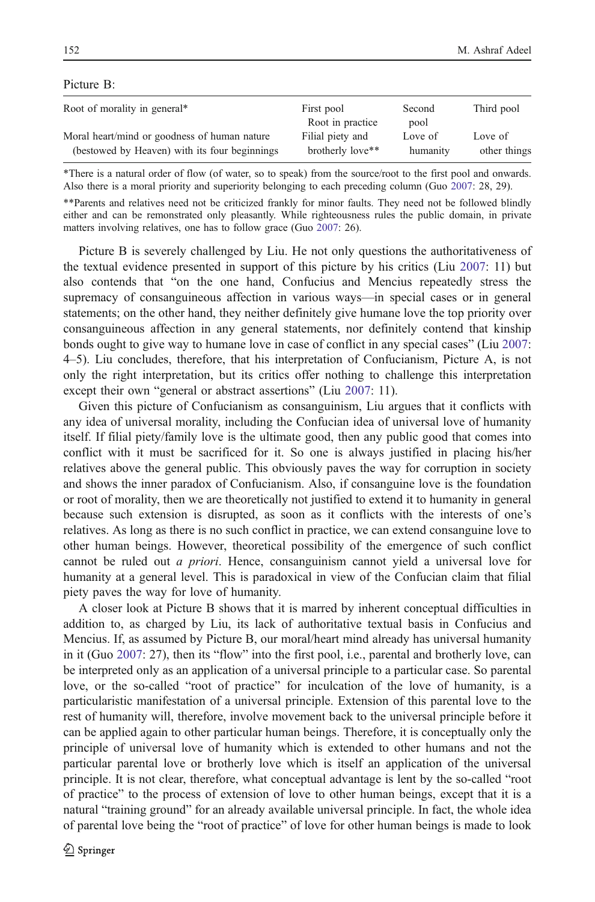Picture B:

| Root of morality in general* | First pool Root in practice | Second pool | Third pool |
|---|---|---|---|
| Moral heart/mind or goodness of human nature (bestowed by Heaven) with its four beginnings | Filial piety and brotherly love** | Love of humanity | Love of other things |

*There is a natural order of flow (of water, so to speak) from the source/root to the first pool and onwards. Also there is a moral priority and superiority belonging to each preceding column (Guo 2007: 28, 29).

**Parents and relatives need not be criticized frankly for minor faults. They need not be followed blindly either and can be remonstrated only pleasantly. While righteousness rules the public domain, in private matters involving relatives, one has to follow grace (Guo 2007: 26).

Picture B is severely challenged by Liu. He not only questions the authoritativeness of the textual evidence presented in support of this picture by his critics (Liu 2007: 11) but also contends that "on the one hand, Confucius and Mencius repeatedly stress the supremacy of consanguineous affection in various ways—in special cases or in general statements; on the other hand, they neither definitely give humane love the top priority over consanguineous affection in any general statements, nor definitely contend that kinship bonds ought to give way to humane love in case of conflict in any special cases" (Liu 2007: 4–5). Liu concludes, therefore, that his interpretation of Confucianism, Picture A, is not only the right interpretation, but its critics offer nothing to challenge this interpretation except their own "general or abstract assertions" (Liu 2007: 11).

Given this picture of Confucianism as consanguinism, Liu argues that it conflicts with any idea of universal morality, including the Confucian idea of universal love of humanity itself. If filial piety/family love is the ultimate good, then any public good that comes into conflict with it must be sacrificed for it. So one is always justified in placing his/her relatives above the general public. This obviously paves the way for corruption in society and shows the inner paradox of Confucianism. Also, if consanguine love is the foundation or root of morality, then we are theoretically not justified to extend it to humanity in general because such extension is disrupted, as soon as it conflicts with the interests of one's relatives. As long as there is no such conflict in practice, we can extend consanguine love to other human beings. However, theoretical possibility of the emergence of such conflict cannot be ruled out *a priori*. Hence, consanguinism cannot yield a universal love for humanity at a general level. This is paradoxical in view of the Confucian claim that filial piety paves the way for love of humanity.

A closer look at Picture B shows that it is marred by inherent conceptual difficulties in addition to, as charged by Liu, its lack of authoritative textual basis in Confucius and Mencius. If, as assumed by Picture B, our moral/heart mind already has universal humanity in it (Guo 2007: 27), then its "flow" into the first pool, i.e., parental and brotherly love, can be interpreted only as an application of a universal principle to a particular case. So parental love, or the so-called "root of practice" for inculcation of the love of humanity, is a particularistic manifestation of a universal principle. Extension of this parental love to the rest of humanity will, therefore, involve movement back to the universal principle before it can be applied again to other particular human beings. Therefore, it is conceptually only the principle of universal love of humanity which is extended to other humans and not the particular parental love or brotherly love which is itself an application of the universal principle. It is not clear, therefore, what conceptual advantage is lent by the so-called "root of practice" to the process of extension of love to other human beings, except that it is a natural "training ground" for an already available universal principle. In fact, the whole idea of parental love being the "root of practice" of love for other human beings is made to look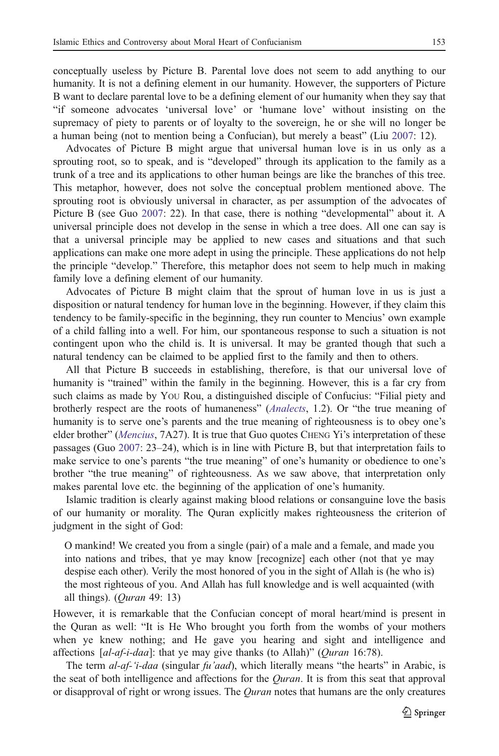conceptually useless by Picture B. Parental love does not seem to add anything to our humanity. It is not a defining element in our humanity. However, the supporters of Picture B want to declare parental love to be a defining element of our humanity when they say that "if someone advocates 'universal love' or 'humane love' without insisting on the supremacy of piety to parents or of loyalty to the sovereign, he or she will no longer be a human being (not to mention being a Confucian), but merely a beast" (Liu 2007: 12).

Advocates of Picture B might argue that universal human love is in us only as a sprouting root, so to speak, and is "developed" through its application to the family as a trunk of a tree and its applications to other human beings are like the branches of this tree. This metaphor, however, does not solve the conceptual problem mentioned above. The sprouting root is obviously universal in character, as per assumption of the advocates of Picture B (see Guo 2007: 22). In that case, there is nothing "developmental" about it. A universal principle does not develop in the sense in which a tree does. All one can say is that a universal principle may be applied to new cases and situations and that such applications can make one more adept in using the principle. These applications do not help the principle "develop." Therefore, this metaphor does not seem to help much in making family love a defining element of our humanity.

Advocates of Picture B might claim that the sprout of human love in us is just a disposition or natural tendency for human love in the beginning. However, if they claim this tendency to be family-specific in the beginning, they run counter to Mencius' own example of a child falling into a well. For him, our spontaneous response to such a situation is not contingent upon who the child is. It is universal. It may be granted though that such a natural tendency can be claimed to be applied first to the family and then to others.

All that Picture B succeeds in establishing, therefore, is that our universal love of humanity is "trained" within the family in the beginning. However, this is a far cry from such claims as made by You Rou, a distinguished disciple of Confucius: "Filial piety and brotherly respect are the roots of humaneness" (*Analects*, 1.2). Or "the true meaning of humanity is to serve one's parents and the true meaning of righteousness is to obey one's elder brother" (*Mencius*, 7A27). It is true that Guo quotes Cheng Yi's interpretation of these passages (Guo 2007: 23–24), which is in line with Picture B, but that interpretation fails to make service to one's parents "the true meaning" of one's humanity or obedience to one's brother "the true meaning" of righteousness. As we saw above, that interpretation only makes parental love etc. the beginning of the application of one's humanity.

Islamic tradition is clearly against making blood relations or consanguine love the basis of our humanity or morality. The Quran explicitly makes righteousness the criterion of judgment in the sight of God:

> O mankind! We created you from a single (pair) of a male and a female, and made you into nations and tribes, that ye may know [recognize] each other (not that ye may despise each other). Verily the most honored of you in the sight of Allah is (he who is) the most righteous of you. And Allah has full knowledge and is well acquainted (with all things). (*Quran* 49: 13)

However, it is remarkable that the Confucian concept of moral heart/mind is present in the Quran as well: "It is He Who brought you forth from the wombs of your mothers when ye knew nothing; and He gave you hearing and sight and intelligence and affections [*al-af-i-daa*]: that ye may give thanks (to Allah)" (*Quran* 16:78).

The term *al-af-'i-daa* (singular *fu'aad*), which literally means "the hearts" in Arabic, is the seat of both intelligence and affections for the *Quran*. It is from this seat that approval or disapproval of right or wrong issues. The *Quran* notes that humans are the only creatures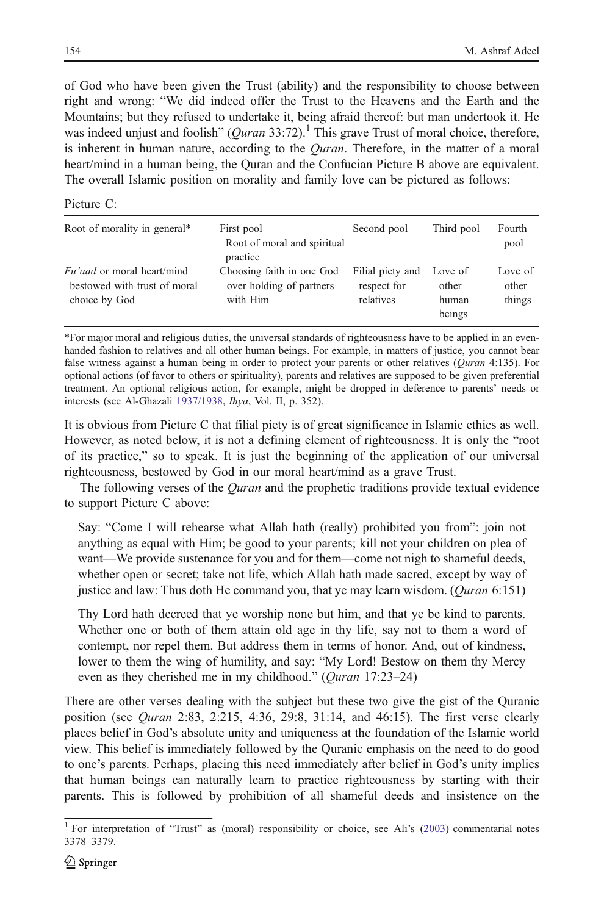of God who have been given the Trust (ability) and the responsibility to choose between right and wrong: "We did indeed offer the Trust to the Heavens and the Earth and the Mountains; but they refused to undertake it, being afraid thereof: but man undertook it. He was indeed unjust and foolish" (*Quran* 33:72).[1] This grave Trust of moral choice, therefore, is inherent in human nature, according to the *Quran*. Therefore, in the matter of a moral heart/mind in a human being, the Quran and the Confucian Picture B above are equivalent. The overall Islamic position on morality and family love can be pictured as follows:

Picture C:

| Root of morality in general* | First pool<br>Root of moral and spiritual practice | Second pool | Third pool | Fourth pool |
|---|---|---|---|---|
| *Fu'aad* or moral heart/mind bestowed with trust of moral choice by God | Choosing faith in one God over holding of partners with Him | Filial piety and respect for relatives | Love of other human beings | Love of other things |

*For major moral and religious duties, the universal standards of righteousness have to be applied in an even-handed fashion to relatives and all other human beings. For example, in matters of justice, you cannot bear false witness against a human being in order to protect your parents or other relatives (*Quran* 4:135). For optional actions (of favor to others or spirituality), parents and relatives are supposed to be given preferential treatment. An optional religious action, for example, might be dropped in deference to parents' needs or interests (see Al-Ghazali 1937/1938, *Ihya*, Vol. II, p. 352).

It is obvious from Picture C that filial piety is of great significance in Islamic ethics as well. However, as noted below, it is not a defining element of righteousness. It is only the "root of its practice," so to speak. It is just the beginning of the application of our universal righteousness, bestowed by God in our moral heart/mind as a grave Trust.

The following verses of the *Quran* and the prophetic traditions provide textual evidence to support Picture C above:

> Say: "Come I will rehearse what Allah hath (really) prohibited you from": join not anything as equal with Him; be good to your parents; kill not your children on plea of want—We provide sustenance for you and for them—come not nigh to shameful deeds, whether open or secret; take not life, which Allah hath made sacred, except by way of justice and law: Thus doth He command you, that ye may learn wisdom. (*Quran* 6:151)

> Thy Lord hath decreed that ye worship none but him, and that ye be kind to parents. Whether one or both of them attain old age in thy life, say not to them a word of contempt, nor repel them. But address them in terms of honor. And, out of kindness, lower to them the wing of humility, and say: "My Lord! Bestow on them thy Mercy even as they cherished me in my childhood." (*Quran* 17:23–24)

There are other verses dealing with the subject but these two give the gist of the Quranic position (see *Quran* 2:83, 2:215, 4:36, 29:8, 31:14, and 46:15). The first verse clearly places belief in God's absolute unity and uniqueness at the foundation of the Islamic world view. This belief is immediately followed by the Quranic emphasis on the need to do good to one's parents. Perhaps, placing this need immediately after belief in God's unity implies that human beings can naturally learn to practice righteousness by starting with their parents. This is followed by prohibition of all shameful deeds and insistence on the

[1] For interpretation of "Trust" as (moral) responsibility or choice, see Ali's (2003) commentarial notes 3378–3379.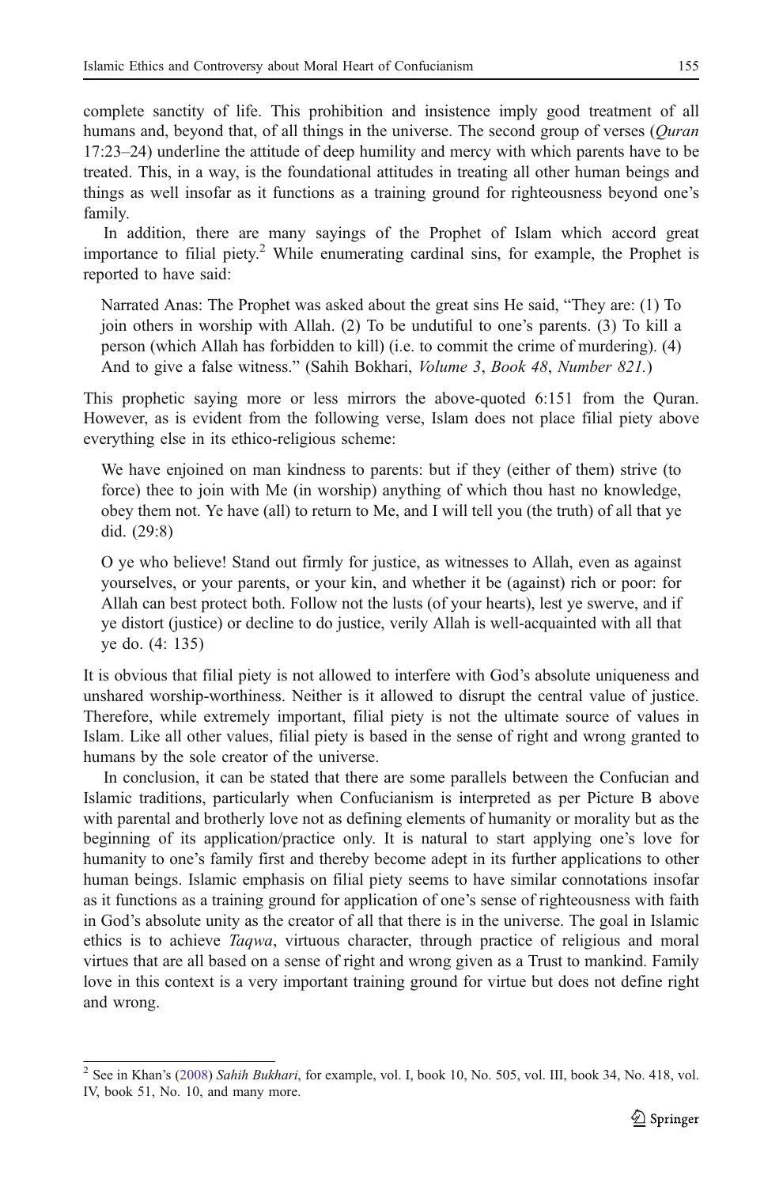complete sanctity of life. This prohibition and insistence imply good treatment of all humans and, beyond that, of all things in the universe. The second group of verses (*Quran* 17:23–24) underline the attitude of deep humility and mercy with which parents have to be treated. This, in a way, is the foundational attitudes in treating all other human beings and things as well insofar as it functions as a training ground for righteousness beyond one's family.

In addition, there are many sayings of the Prophet of Islam which accord great importance to filial piety.[2] While enumerating cardinal sins, for example, the Prophet is reported to have said:

> Narrated Anas: The Prophet was asked about the great sins He said, "They are: (1) To join others in worship with Allah. (2) To be undutiful to one's parents. (3) To kill a person (which Allah has forbidden to kill) (i.e. to commit the crime of murdering). (4) And to give a false witness." (Sahih Bokhari, *Volume 3*, *Book 48*, *Number 821.*)

This prophetic saying more or less mirrors the above-quoted 6:151 from the Quran. However, as is evident from the following verse, Islam does not place filial piety above everything else in its ethico-religious scheme:

> We have enjoined on man kindness to parents: but if they (either of them) strive (to force) thee to join with Me (in worship) anything of which thou hast no knowledge, obey them not. Ye have (all) to return to Me, and I will tell you (the truth) of all that ye did. (29:8)

> O ye who believe! Stand out firmly for justice, as witnesses to Allah, even as against yourselves, or your parents, or your kin, and whether it be (against) rich or poor: for Allah can best protect both. Follow not the lusts (of your hearts), lest ye swerve, and if ye distort (justice) or decline to do justice, verily Allah is well-acquainted with all that ye do. (4: 135)

It is obvious that filial piety is not allowed to interfere with God's absolute uniqueness and unshared worship-worthiness. Neither is it allowed to disrupt the central value of justice. Therefore, while extremely important, filial piety is not the ultimate source of values in Islam. Like all other values, filial piety is based in the sense of right and wrong granted to humans by the sole creator of the universe.

In conclusion, it can be stated that there are some parallels between the Confucian and Islamic traditions, particularly when Confucianism is interpreted as per Picture B above with parental and brotherly love not as defining elements of humanity or morality but as the beginning of its application/practice only. It is natural to start applying one's love for humanity to one's family first and thereby become adept in its further applications to other human beings. Islamic emphasis on filial piety seems to have similar connotations insofar as it functions as a training ground for application of one's sense of righteousness with faith in God's absolute unity as the creator of all that there is in the universe. The goal in Islamic ethics is to achieve *Taqwa*, virtuous character, through practice of religious and moral virtues that are all based on a sense of right and wrong given as a Trust to mankind. Family love in this context is a very important training ground for virtue but does not define right and wrong.

---

[2] See in Khan's (2008) *Sahih Bukhari*, for example, vol. I, book 10, No. 505, vol. III, book 34, No. 418, vol. IV, book 51, No. 10, and many more.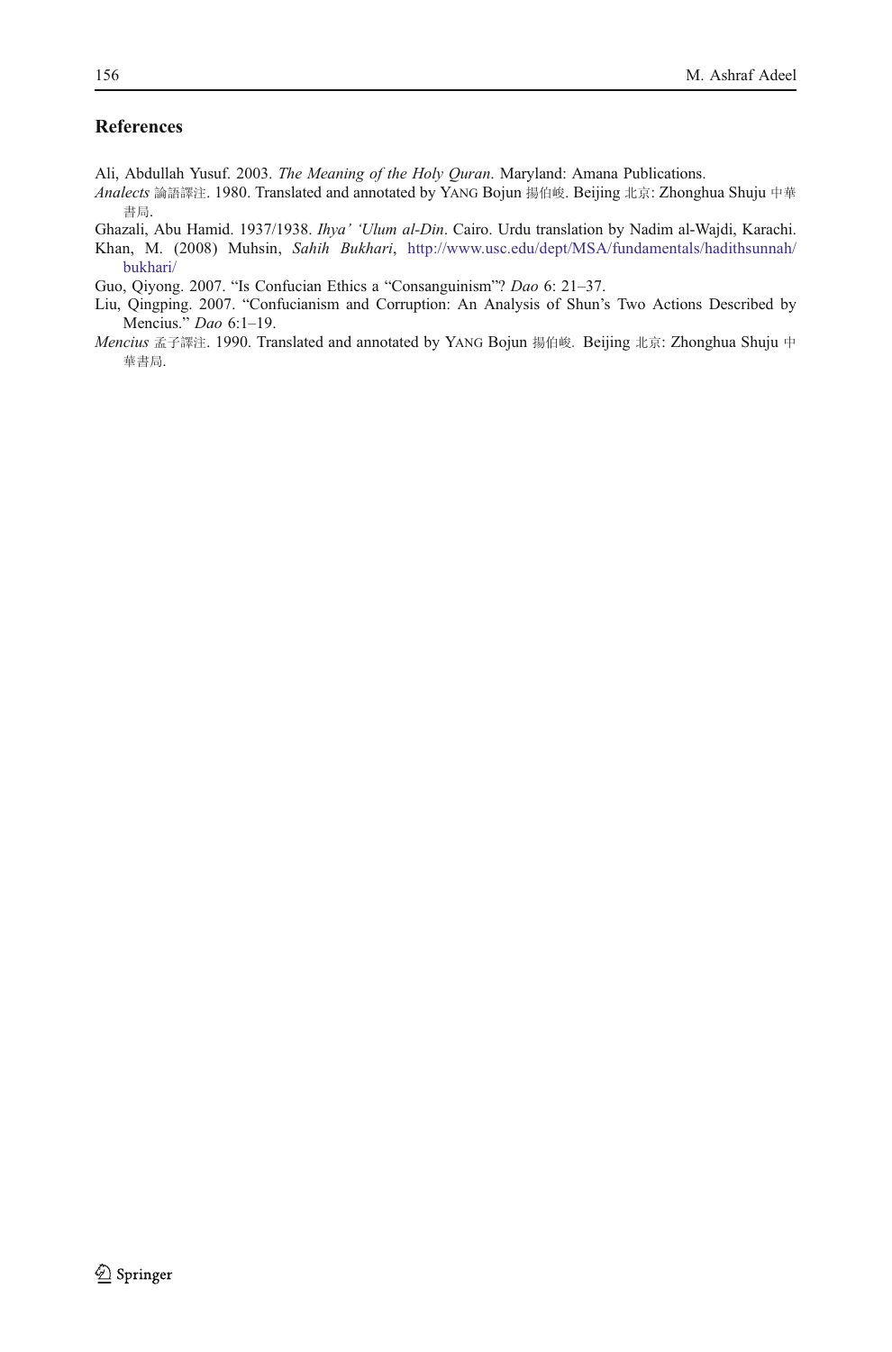## References

Ali, Abdullah Yusuf. 2003. *The Meaning of the Holy Quran*. Maryland: Amana Publications.

*Analects* 論語譯注. 1980. Translated and annotated by YANG Bojun 揚伯峻. Beijing 北京: Zhonghua Shuju 中華書局.

Ghazali, Abu Hamid. 1937/1938. *Ihya' 'Ulum al-Din*. Cairo. Urdu translation by Nadim al-Wajdi, Karachi.

Khan, M. (2008) Muhsin, *Sahih Bukhari*, http://www.usc.edu/dept/MSA/fundamentals/hadithsunnah/bukhari/

Guo, Qiyong. 2007. "Is Confucian Ethics a "Consanguinism"? *Dao* 6: 21–37.

Liu, Qingping. 2007. "Confucianism and Corruption: An Analysis of Shun's Two Actions Described by Mencius." *Dao* 6:1–19.

*Mencius* 孟子譯注. 1990. Translated and annotated by YANG Bojun 揚伯峻. Beijing 北京: Zhonghua Shuju 中華書局.